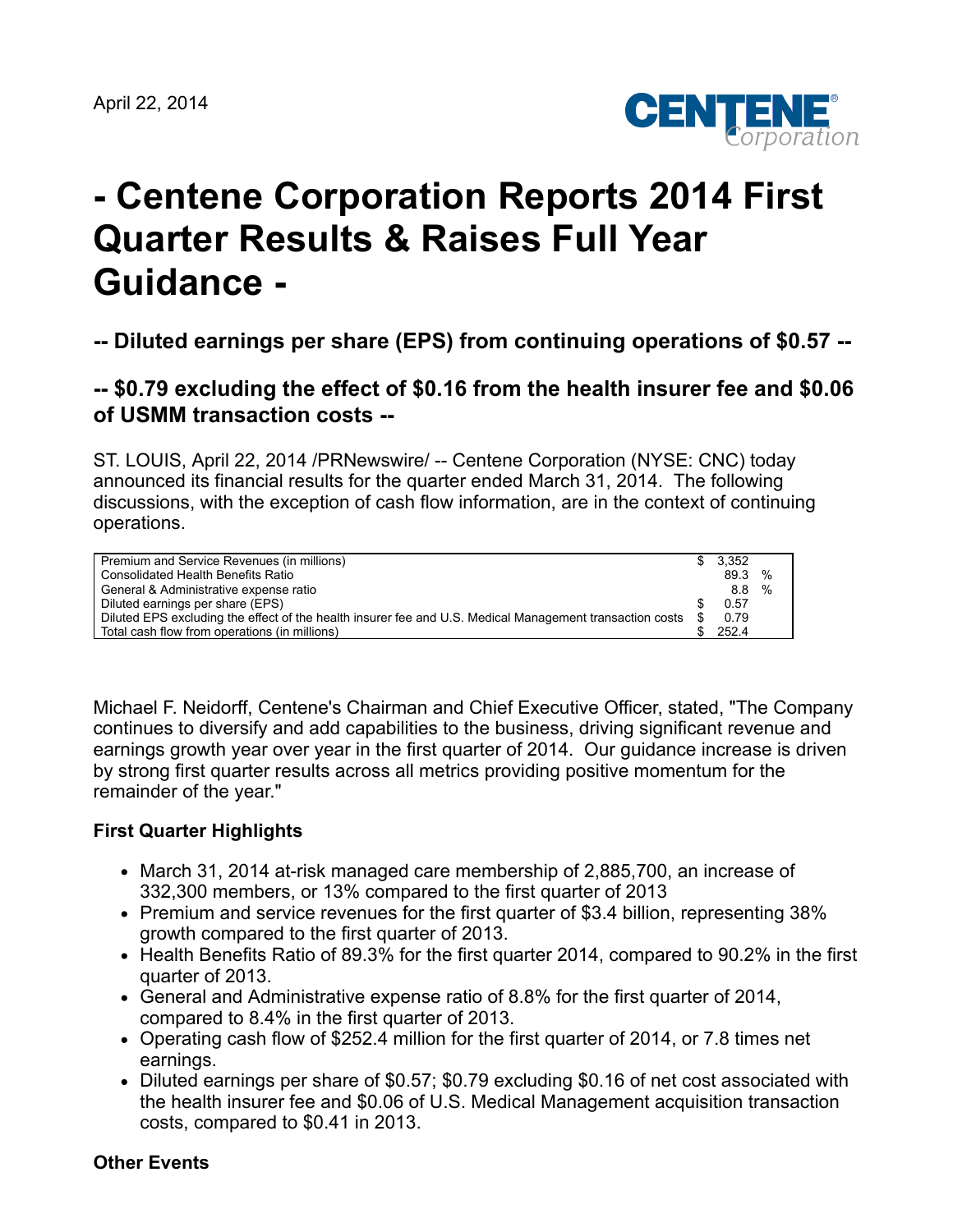April 22, 2014

# - Centene Corporation Reports 2014 First Quarter Results & Raises Full Year Guidance -

## -- Diluted earnings per share (EPS) from continuing operations of $0.57 --

## -- $0.79 excluding the effect of $0.16 from the health insurer fee and $0.06 of USMM transaction costs --

ST. LOUIS, April 22, 2014 /PRNewswire/ -- Centene Corporation (NYSE: CNC) today announced its financial results for the quarter ended March 31, 2014. The following discussions, with the exception of cash flow information, are in the context of continuing operations.

| | |
|---|---|
| Premium and Service Revenues (in millions) | $ 3,352 |
| Consolidated Health Benefits Ratio | 89.3 % |
| General & Administrative expense ratio | 8.8 % |
| Diluted earnings per share (EPS) | $ 0.57 |
| Diluted EPS excluding the effect of the health insurer fee and U.S. Medical Management transaction costs | $ 0.79 |
| Total cash flow from operations (in millions) | $ 252.4 |

Michael F. Neidorff, Centene's Chairman and Chief Executive Officer, stated, "The Company continues to diversify and add capabilities to the business, driving significant revenue and earnings growth year over year in the first quarter of 2014. Our guidance increase is driven by strong first quarter results across all metrics providing positive momentum for the remainder of the year."

### First Quarter Highlights

- March 31, 2014 at-risk managed care membership of 2,885,700, an increase of 332,300 members, or 13% compared to the first quarter of 2013
- Premium and service revenues for the first quarter of $3.4 billion, representing 38% growth compared to the first quarter of 2013.
- Health Benefits Ratio of 89.3% for the first quarter 2014, compared to 90.2% in the first quarter of 2013.
- General and Administrative expense ratio of 8.8% for the first quarter of 2014, compared to 8.4% in the first quarter of 2013.
- Operating cash flow of $252.4 million for the first quarter of 2014, or 7.8 times net earnings.
- Diluted earnings per share of $0.57; $0.79 excluding $0.16 of net cost associated with the health insurer fee and $0.06 of U.S. Medical Management acquisition transaction costs, compared to $0.41 in 2013.

### Other Events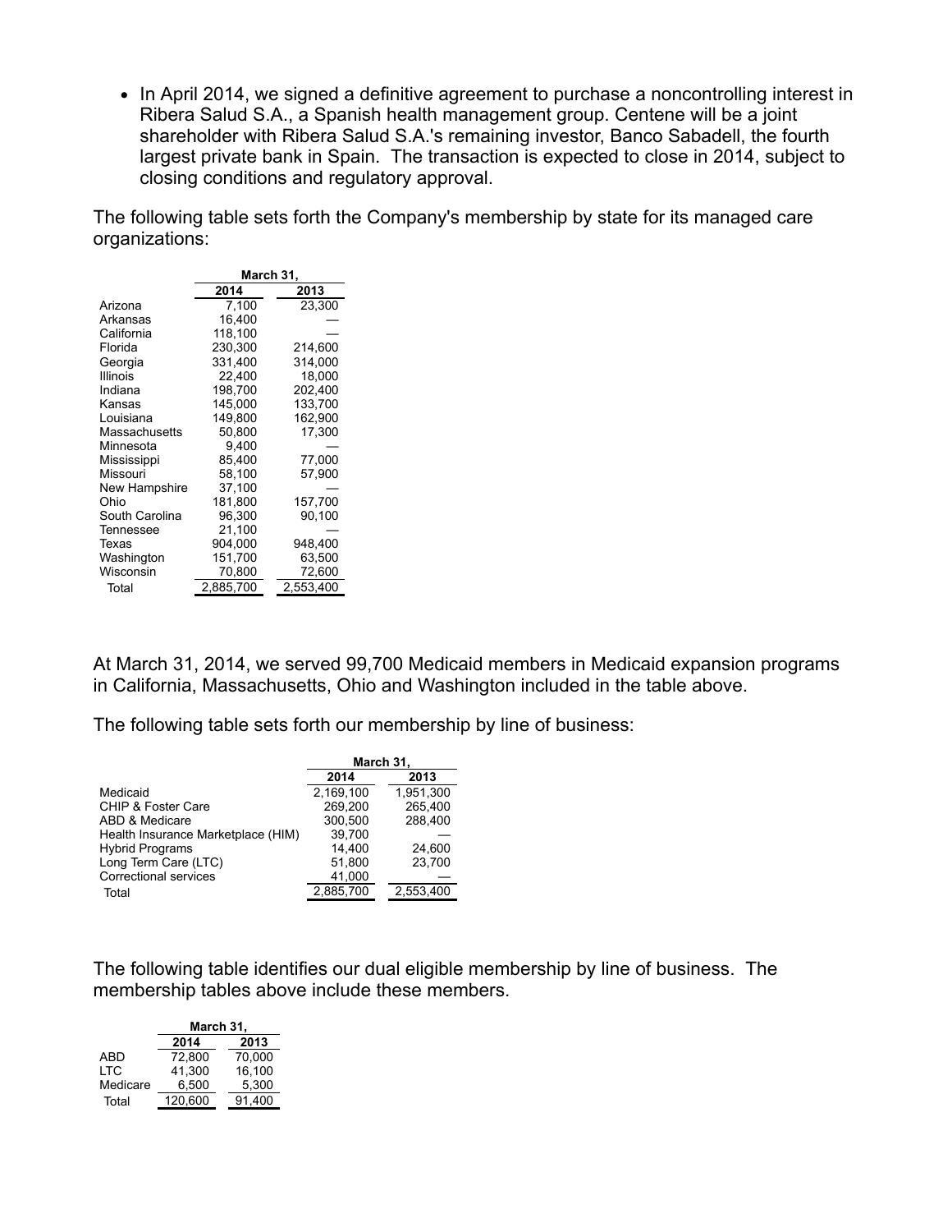- In April 2014, we signed a definitive agreement to purchase a noncontrolling interest in Ribera Salud S.A., a Spanish health management group. Centene will be a joint shareholder with Ribera Salud S.A.'s remaining investor, Banco Sabadell, the fourth largest private bank in Spain. The transaction is expected to close in 2014, subject to closing conditions and regulatory approval.

The following table sets forth the Company's membership by state for its managed care organizations:

| | March 31, | |
|---|---|---|
| | 2014 | 2013 |
| Arizona | 7,100 | 23,300 |
| Arkansas | 16,400 | — |
| California | 118,100 | — |
| Florida | 230,300 | 214,600 |
| Georgia | 331,400 | 314,000 |
| Illinois | 22,400 | 18,000 |
| Indiana | 198,700 | 202,400 |
| Kansas | 145,000 | 133,700 |
| Louisiana | 149,800 | 162,900 |
| Massachusetts | 50,800 | 17,300 |
| Minnesota | 9,400 | — |
| Mississippi | 85,400 | 77,000 |
| Missouri | 58,100 | 57,900 |
| New Hampshire | 37,100 | — |
| Ohio | 181,800 | 157,700 |
| South Carolina | 96,300 | 90,100 |
| Tennessee | 21,100 | — |
| Texas | 904,000 | 948,400 |
| Washington | 151,700 | 63,500 |
| Wisconsin | 70,800 | 72,600 |
| Total | 2,885,700 | 2,553,400 |

At March 31, 2014, we served 99,700 Medicaid members in Medicaid expansion programs in California, Massachusetts, Ohio and Washington included in the table above.

The following table sets forth our membership by line of business:

| | March 31, | |
|---|---|---|
| | 2014 | 2013 |
| Medicaid | 2,169,100 | 1,951,300 |
| CHIP & Foster Care | 269,200 | 265,400 |
| ABD & Medicare | 300,500 | 288,400 |
| Health Insurance Marketplace (HIM) | 39,700 | — |
| Hybrid Programs | 14,400 | 24,600 |
| Long Term Care (LTC) | 51,800 | 23,700 |
| Correctional services | 41,000 | — |
| Total | 2,885,700 | 2,553,400 |

The following table identifies our dual eligible membership by line of business. The membership tables above include these members.

| | March 31, | |
|---|---|---|
| | 2014 | 2013 |
| ABD | 72,800 | 70,000 |
| LTC | 41,300 | 16,100 |
| Medicare | 6,500 | 5,300 |
| Total | 120,600 | 91,400 |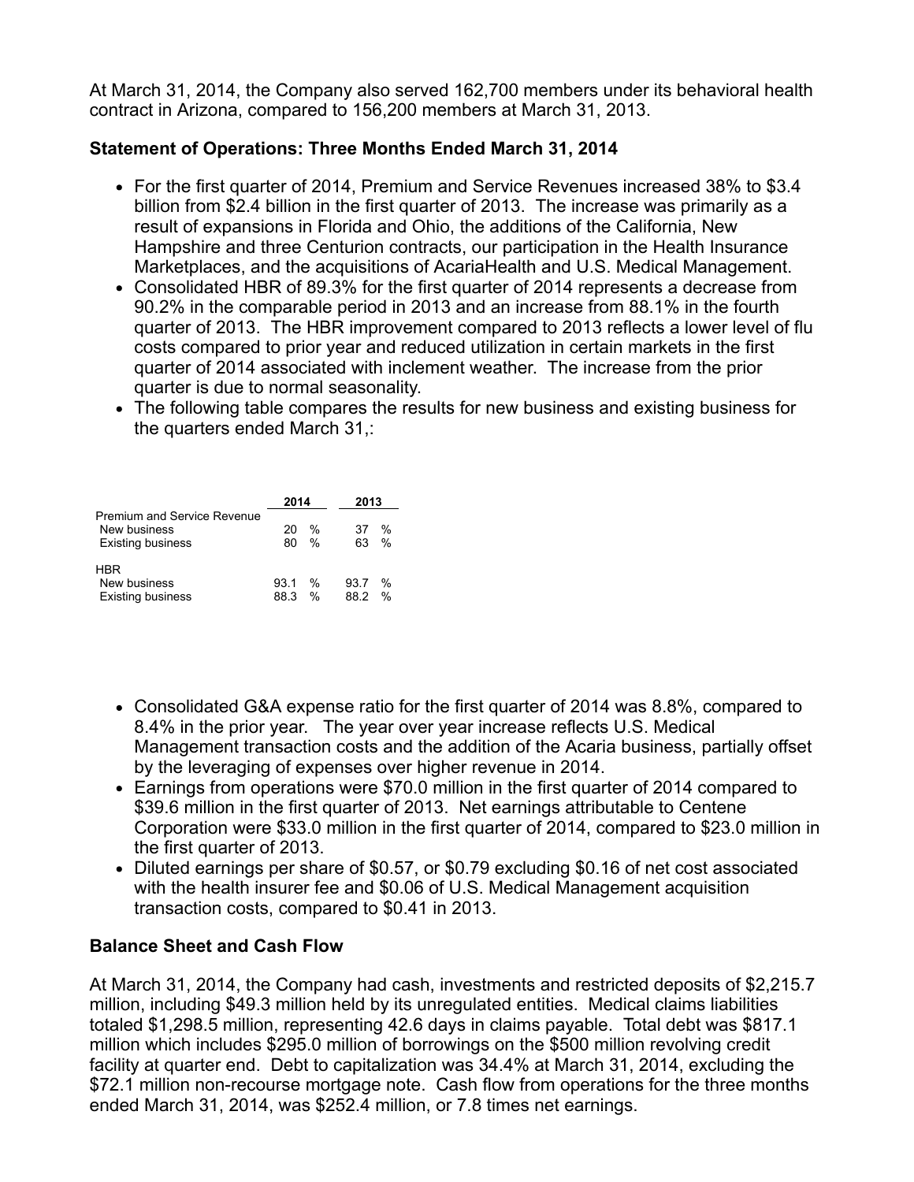At March 31, 2014, the Company also served 162,700 members under its behavioral health contract in Arizona, compared to 156,200 members at March 31, 2013.

**Statement of Operations: Three Months Ended March 31, 2014**

- For the first quarter of 2014, Premium and Service Revenues increased 38% to $3.4 billion from $2.4 billion in the first quarter of 2013. The increase was primarily as a result of expansions in Florida and Ohio, the additions of the California, New Hampshire and three Centurion contracts, our participation in the Health Insurance Marketplaces, and the acquisitions of AcariaHealth and U.S. Medical Management.
- Consolidated HBR of 89.3% for the first quarter of 2014 represents a decrease from 90.2% in the comparable period in 2013 and an increase from 88.1% in the fourth quarter of 2013. The HBR improvement compared to 2013 reflects a lower level of flu costs compared to prior year and reduced utilization in certain markets in the first quarter of 2014 associated with inclement weather. The increase from the prior quarter is due to normal seasonality.
- The following table compares the results for new business and existing business for the quarters ended March 31,:

| | 2014 | 2013 |
|---|---|---|
| Premium and Service Revenue | | |
| New business | 20 % | 37 % |
| Existing business | 80 % | 63 % |
| | | |
| HBR | | |
| New business | 93.1 % | 93.7 % |
| Existing business | 88.3 % | 88.2 % |

- Consolidated G&A expense ratio for the first quarter of 2014 was 8.8%, compared to 8.4% in the prior year. The year over year increase reflects U.S. Medical Management transaction costs and the addition of the Acaria business, partially offset by the leveraging of expenses over higher revenue in 2014.
- Earnings from operations were $70.0 million in the first quarter of 2014 compared to $39.6 million in the first quarter of 2013. Net earnings attributable to Centene Corporation were $33.0 million in the first quarter of 2014, compared to $23.0 million in the first quarter of 2013.
- Diluted earnings per share of $0.57, or $0.79 excluding $0.16 of net cost associated with the health insurer fee and $0.06 of U.S. Medical Management acquisition transaction costs, compared to $0.41 in 2013.

**Balance Sheet and Cash Flow**

At March 31, 2014, the Company had cash, investments and restricted deposits of $2,215.7 million, including $49.3 million held by its unregulated entities. Medical claims liabilities totaled $1,298.5 million, representing 42.6 days in claims payable. Total debt was $817.1 million which includes $295.0 million of borrowings on the $500 million revolving credit facility at quarter end. Debt to capitalization was 34.4% at March 31, 2014, excluding the $72.1 million non-recourse mortgage note. Cash flow from operations for the three months ended March 31, 2014, was $252.4 million, or 7.8 times net earnings.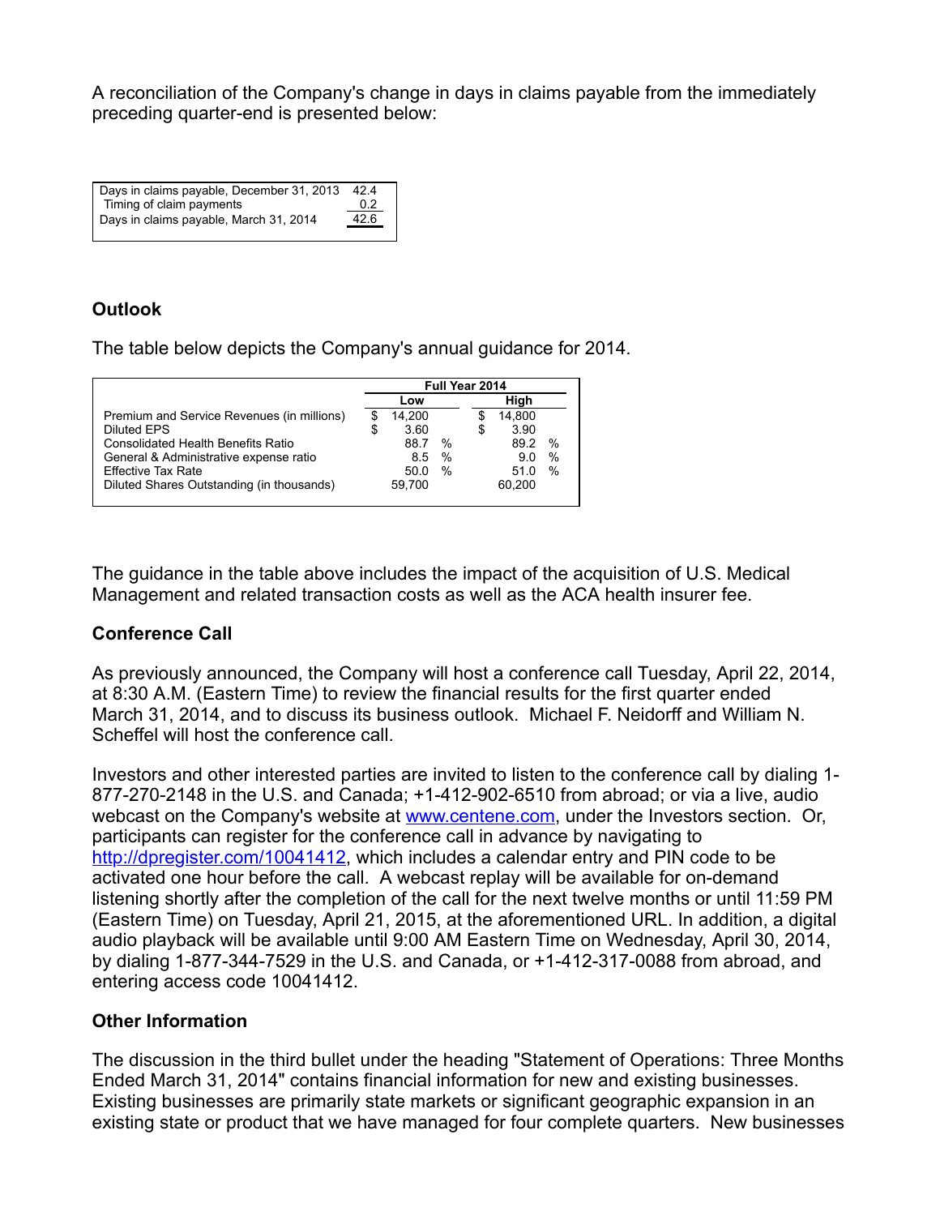A reconciliation of the Company's change in days in claims payable from the immediately preceding quarter-end is presented below:

| | |
|---|---|
| Days in claims payable, December 31, 2013 | 42.4 |
| Timing of claim payments | 0.2 |
| Days in claims payable, March 31, 2014 | 42.6 |

### Outlook

The table below depicts the Company's annual guidance for 2014.

| | Full Year 2014 | |
|---|---|---|
| | Low | High |
| Premium and Service Revenues (in millions) | $ 14,200 | $ 14,800 |
| Diluted EPS | $ 3.60 | $ 3.90 |
| Consolidated Health Benefits Ratio | 88.7 % | 89.2 % |
| General & Administrative expense ratio | 8.5 % | 9.0 % |
| Effective Tax Rate | 50.0 % | 51.0 % |
| Diluted Shares Outstanding (in thousands) | 59,700 | 60,200 |

The guidance in the table above includes the impact of the acquisition of U.S. Medical Management and related transaction costs as well as the ACA health insurer fee.

### Conference Call

As previously announced, the Company will host a conference call Tuesday, April 22, 2014, at 8:30 A.M. (Eastern Time) to review the financial results for the first quarter ended March 31, 2014, and to discuss its business outlook. Michael F. Neidorff and William N. Scheffel will host the conference call.

Investors and other interested parties are invited to listen to the conference call by dialing 1-877-270-2148 in the U.S. and Canada; +1-412-902-6510 from abroad; or via a live, audio webcast on the Company's website at www.centene.com, under the Investors section. Or, participants can register for the conference call in advance by navigating to http://dpregister.com/10041412, which includes a calendar entry and PIN code to be activated one hour before the call. A webcast replay will be available for on-demand listening shortly after the completion of the call for the next twelve months or until 11:59 PM (Eastern Time) on Tuesday, April 21, 2015, at the aforementioned URL. In addition, a digital audio playback will be available until 9:00 AM Eastern Time on Wednesday, April 30, 2014, by dialing 1-877-344-7529 in the U.S. and Canada, or +1-412-317-0088 from abroad, and entering access code 10041412.

### Other Information

The discussion in the third bullet under the heading "Statement of Operations: Three Months Ended March 31, 2014" contains financial information for new and existing businesses. Existing businesses are primarily state markets or significant geographic expansion in an existing state or product that we have managed for four complete quarters. New businesses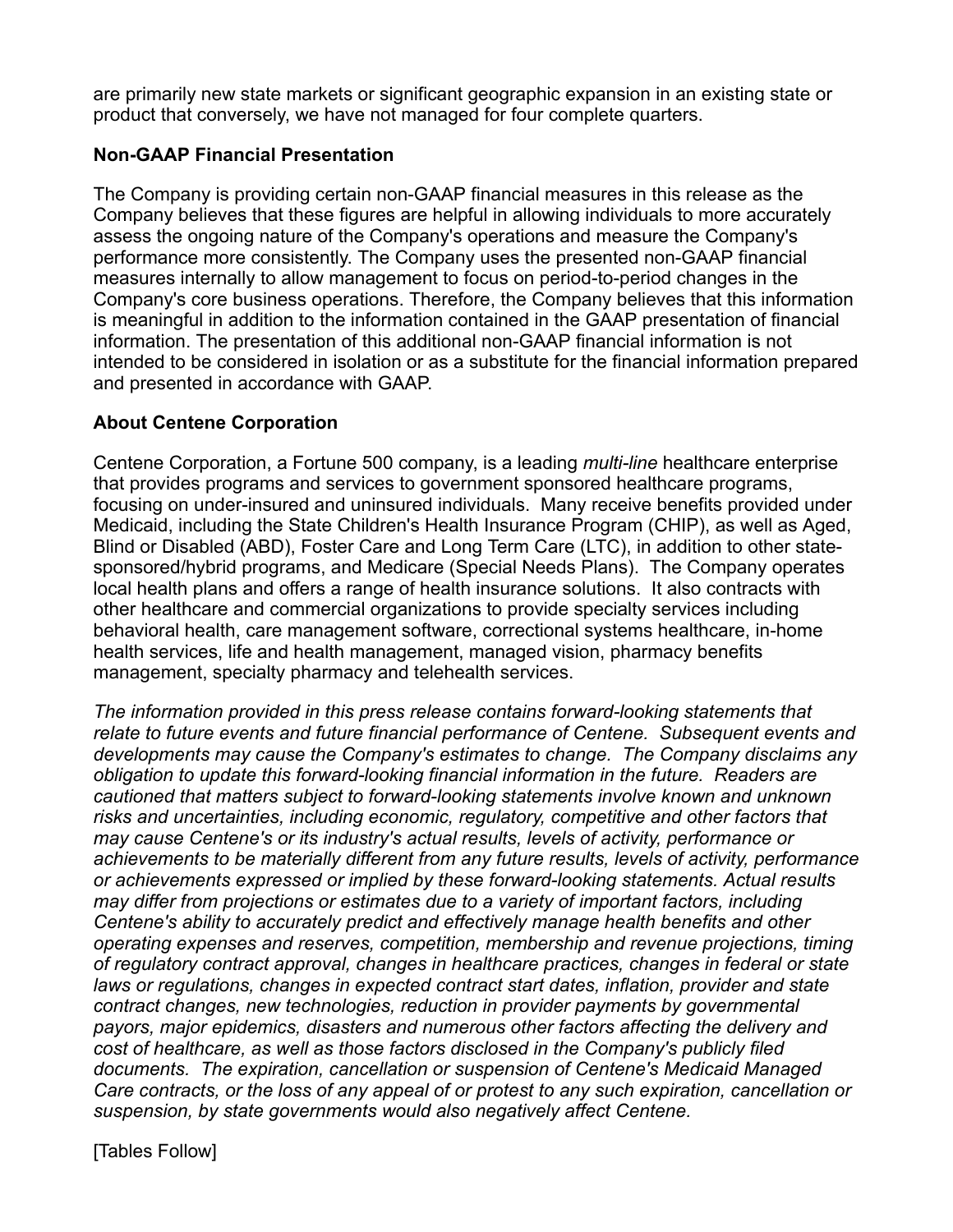are primarily new state markets or significant geographic expansion in an existing state or product that conversely, we have not managed for four complete quarters.

**Non-GAAP Financial Presentation**

The Company is providing certain non-GAAP financial measures in this release as the Company believes that these figures are helpful in allowing individuals to more accurately assess the ongoing nature of the Company's operations and measure the Company's performance more consistently. The Company uses the presented non-GAAP financial measures internally to allow management to focus on period-to-period changes in the Company's core business operations. Therefore, the Company believes that this information is meaningful in addition to the information contained in the GAAP presentation of financial information. The presentation of this additional non-GAAP financial information is not intended to be considered in isolation or as a substitute for the financial information prepared and presented in accordance with GAAP.

**About Centene Corporation**

Centene Corporation, a Fortune 500 company, is a leading *multi-line* healthcare enterprise that provides programs and services to government sponsored healthcare programs, focusing on under-insured and uninsured individuals. Many receive benefits provided under Medicaid, including the State Children's Health Insurance Program (CHIP), as well as Aged, Blind or Disabled (ABD), Foster Care and Long Term Care (LTC), in addition to other state-sponsored/hybrid programs, and Medicare (Special Needs Plans). The Company operates local health plans and offers a range of health insurance solutions. It also contracts with other healthcare and commercial organizations to provide specialty services including behavioral health, care management software, correctional systems healthcare, in-home health services, life and health management, managed vision, pharmacy benefits management, specialty pharmacy and telehealth services.

*The information provided in this press release contains forward-looking statements that relate to future events and future financial performance of Centene. Subsequent events and developments may cause the Company's estimates to change. The Company disclaims any obligation to update this forward-looking financial information in the future. Readers are cautioned that matters subject to forward-looking statements involve known and unknown risks and uncertainties, including economic, regulatory, competitive and other factors that may cause Centene's or its industry's actual results, levels of activity, performance or achievements to be materially different from any future results, levels of activity, performance or achievements expressed or implied by these forward-looking statements. Actual results may differ from projections or estimates due to a variety of important factors, including Centene's ability to accurately predict and effectively manage health benefits and other operating expenses and reserves, competition, membership and revenue projections, timing of regulatory contract approval, changes in healthcare practices, changes in federal or state laws or regulations, changes in expected contract start dates, inflation, provider and state contract changes, new technologies, reduction in provider payments by governmental payors, major epidemics, disasters and numerous other factors affecting the delivery and cost of healthcare, as well as those factors disclosed in the Company's publicly filed documents. The expiration, cancellation or suspension of Centene's Medicaid Managed Care contracts, or the loss of any appeal of or protest to any such expiration, cancellation or suspension, by state governments would also negatively affect Centene.*

[Tables Follow]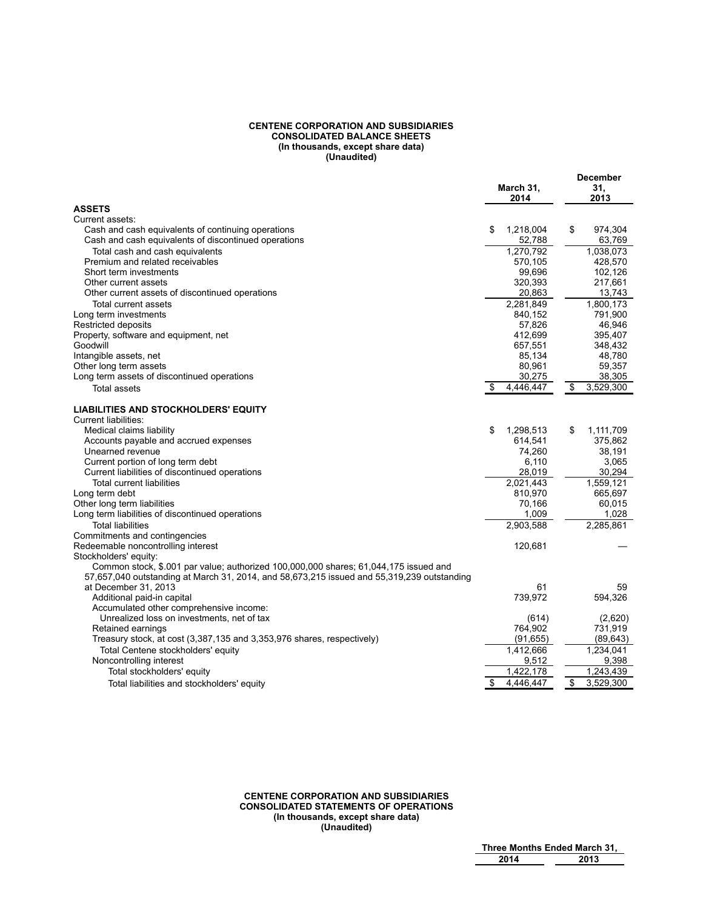**CENTENE CORPORATION AND SUBSIDIARIES**
**CONSOLIDATED BALANCE SHEETS**
**(In thousands, except share data)**
**(Unaudited)**

| | March 31, 2014 | December 31, 2013 |
|---|---|---|
| **ASSETS** | | |
| Current assets: | | |
| Cash and cash equivalents of continuing operations | $ 1,218,004 | $ 974,304 |
| Cash and cash equivalents of discontinued operations | 52,788 | 63,769 |
| Total cash and cash equivalents | 1,270,792 | 1,038,073 |
| Premium and related receivables | 570,105 | 428,570 |
| Short term investments | 99,696 | 102,126 |
| Other current assets | 320,393 | 217,661 |
| Other current assets of discontinued operations | 20,863 | 13,743 |
| Total current assets | 2,281,849 | 1,800,173 |
| Long term investments | 840,152 | 791,900 |
| Restricted deposits | 57,826 | 46,946 |
| Property, software and equipment, net | 412,699 | 395,407 |
| Goodwill | 657,551 | 348,432 |
| Intangible assets, net | 85,134 | 48,780 |
| Other long term assets | 80,961 | 59,357 |
| Long term assets of discontinued operations | 30,275 | 38,305 |
| Total assets | $ 4,446,447 | $ 3,529,300 |
| **LIABILITIES AND STOCKHOLDERS' EQUITY** | | |
| Current liabilities: | | |
| Medical claims liability | $ 1,298,513 | $ 1,111,709 |
| Accounts payable and accrued expenses | 614,541 | 375,862 |
| Unearned revenue | 74,260 | 38,191 |
| Current portion of long term debt | 6,110 | 3,065 |
| Current liabilities of discontinued operations | 28,019 | 30,294 |
| Total current liabilities | 2,021,443 | 1,559,121 |
| Long term debt | 810,970 | 665,697 |
| Other long term liabilities | 70,166 | 60,015 |
| Long term liabilities of discontinued operations | 1,009 | 1,028 |
| Total liabilities | 2,903,588 | 2,285,861 |
| Commitments and contingencies | | |
| Redeemable noncontrolling interest | 120,681 | — |
| Stockholders' equity: | | |
| Common stock, $.001 par value; authorized 100,000,000 shares; 61,044,175 issued and 57,657,040 outstanding at March 31, 2014, and 58,673,215 issued and 55,319,239 outstanding at December 31, 2013 | 61 | 59 |
| Additional paid-in capital | 739,972 | 594,326 |
| Accumulated other comprehensive income: | | |
| Unrealized loss on investments, net of tax | (614) | (2,620) |
| Retained earnings | 764,902 | 731,919 |
| Treasury stock, at cost (3,387,135 and 3,353,976 shares, respectively) | (91,655) | (89,643) |
| Total Centene stockholders' equity | 1,412,666 | 1,234,041 |
| Noncontrolling interest | 9,512 | 9,398 |
| Total stockholders' equity | 1,422,178 | 1,243,439 |
| Total liabilities and stockholders' equity | $ 4,446,447 | $ 3,529,300 |

**CENTENE CORPORATION AND SUBSIDIARIES**
**CONSOLIDATED STATEMENTS OF OPERATIONS**
**(In thousands, except share data)**
**(Unaudited)**

| | Three Months Ended March 31, | |
|---|---|---|
| | 2014 | 2013 |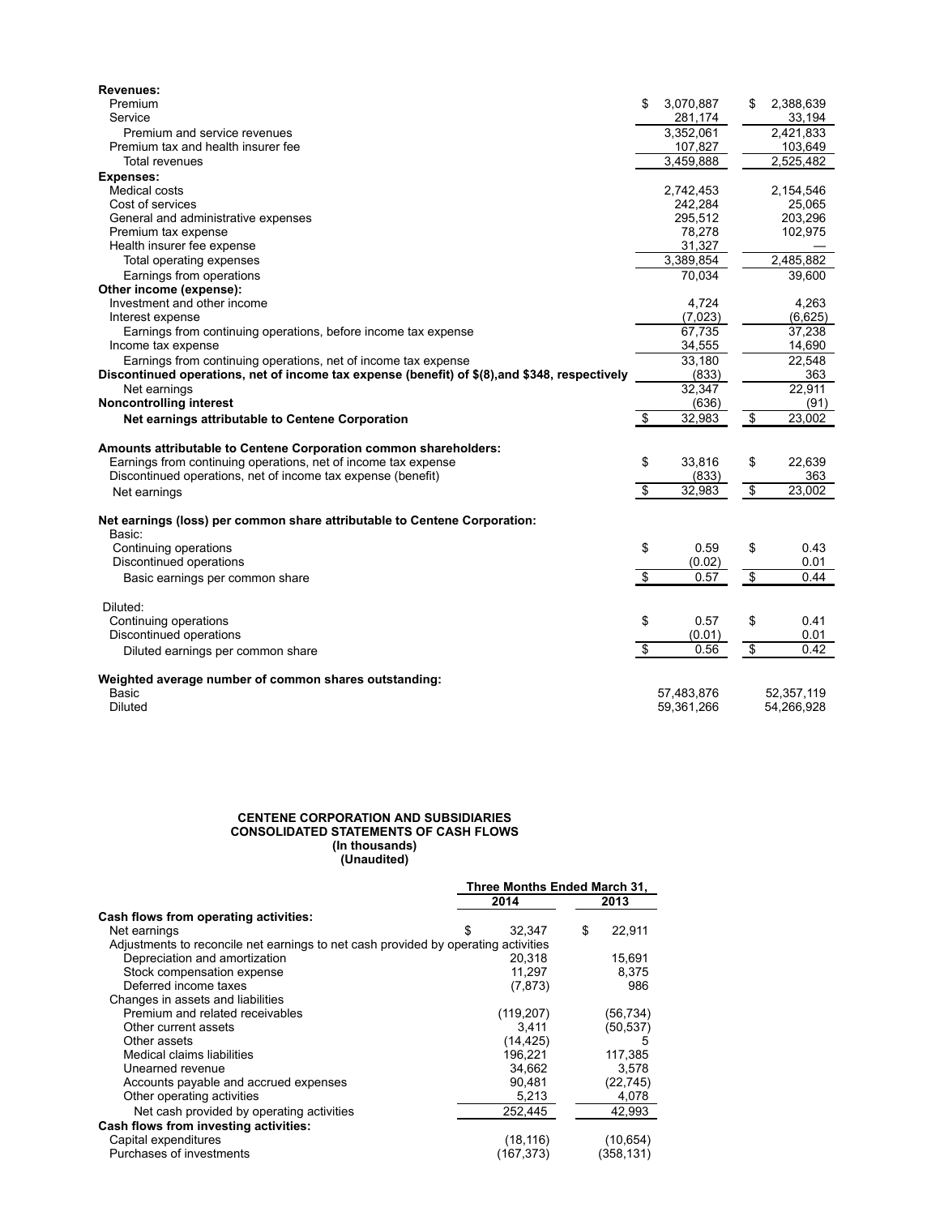| | 2014 | 2013 |
|---|---|---|
| **Revenues:** | | |
| Premium | $ 3,070,887 | $ 2,388,639 |
| Service | 281,174 | 33,194 |
| Premium and service revenues | 3,352,061 | 2,421,833 |
| Premium tax and health insurer fee | 107,827 | 103,649 |
| Total revenues | 3,459,888 | 2,525,482 |
| **Expenses:** | | |
| Medical costs | 2,742,453 | 2,154,546 |
| Cost of services | 242,284 | 25,065 |
| General and administrative expenses | 295,512 | 203,296 |
| Premium tax expense | 78,278 | 102,975 |
| Health insurer fee expense | 31,327 | — |
| Total operating expenses | 3,389,854 | 2,485,882 |
| Earnings from operations | 70,034 | 39,600 |
| **Other income (expense):** | | |
| Investment and other income | 4,724 | 4,263 |
| Interest expense | (7,023) | (6,625) |
| Earnings from continuing operations, before income tax expense | 67,735 | 37,238 |
| Income tax expense | 34,555 | 14,690 |
| Earnings from continuing operations, net of income tax expense | 33,180 | 22,548 |
| **Discontinued operations, net of income tax expense (benefit) of $(8),and $348, respectively** | (833) | 363 |
| Net earnings | 32,347 | 22,911 |
| **Noncontrolling interest** | (636) | (91) |
| **Net earnings attributable to Centene Corporation** | $ 32,983 | $ 23,002 |
| | | |
| **Amounts attributable to Centene Corporation common shareholders:** | | |
| Earnings from continuing operations, net of income tax expense | $ 33,816 | $ 22,639 |
| Discontinued operations, net of income tax expense (benefit) | (833) | 363 |
| Net earnings | $ 32,983 | $ 23,002 |
| | | |
| **Net earnings (loss) per common share attributable to Centene Corporation:** | | |
| Basic: | | |
| Continuing operations | $ 0.59 | $ 0.43 |
| Discontinued operations | (0.02) | 0.01 |
| Basic earnings per common share | $ 0.57 | $ 0.44 |
| | | |
| Diluted: | | |
| Continuing operations | $ 0.57 | $ 0.41 |
| Discontinued operations | (0.01) | 0.01 |
| Diluted earnings per common share | $ 0.56 | $ 0.42 |
| | | |
| **Weighted average number of common shares outstanding:** | | |
| Basic | 57,483,876 | 52,357,119 |
| Diluted | 59,361,266 | 54,266,928 |

**CENTENE CORPORATION AND SUBSIDIARIES**
**CONSOLIDATED STATEMENTS OF CASH FLOWS**
**(In thousands)**
**(Unaudited)**

| | Three Months Ended March 31, | |
|---|---|---|
| | 2014 | 2013 |
| **Cash flows from operating activities:** | | |
| Net earnings | $ 32,347 | $ 22,911 |
| Adjustments to reconcile net earnings to net cash provided by operating activities | | |
| Depreciation and amortization | 20,318 | 15,691 |
| Stock compensation expense | 11,297 | 8,375 |
| Deferred income taxes | (7,873) | 986 |
| Changes in assets and liabilities | | |
| Premium and related receivables | (119,207) | (56,734) |
| Other current assets | 3,411 | (50,537) |
| Other assets | (14,425) | 5 |
| Medical claims liabilities | 196,221 | 117,385 |
| Unearned revenue | 34,662 | 3,578 |
| Accounts payable and accrued expenses | 90,481 | (22,745) |
| Other operating activities | 5,213 | 4,078 |
| Net cash provided by operating activities | 252,445 | 42,993 |
| **Cash flows from investing activities:** | | |
| Capital expenditures | (18,116) | (10,654) |
| Purchases of investments | (167,373) | (358,131) |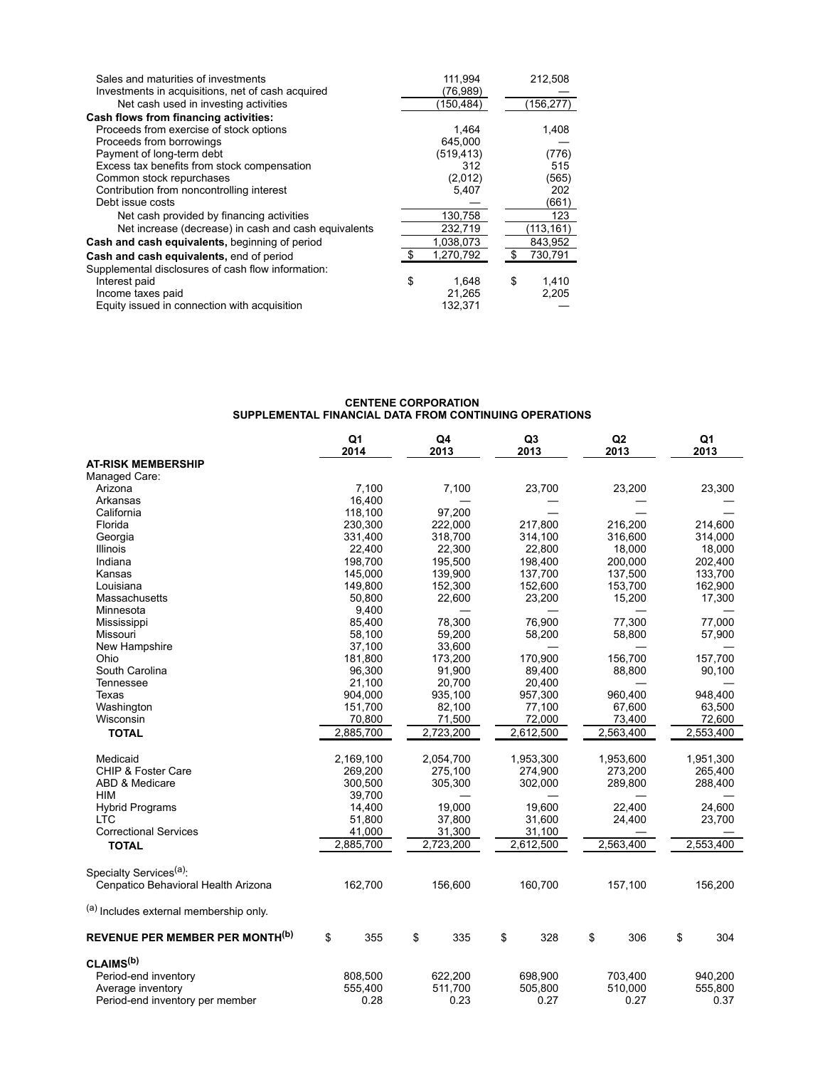| | | |
|---|---|---|
| Sales and maturities of investments | 111,994 | 212,508 |
| Investments in acquisitions, net of cash acquired | (76,989) | — |
| Net cash used in investing activities | (150,484) | (156,277) |
| **Cash flows from financing activities:** | | |
| Proceeds from exercise of stock options | 1,464 | 1,408 |
| Proceeds from borrowings | 645,000 | — |
| Payment of long-term debt | (519,413) | (776) |
| Excess tax benefits from stock compensation | 312 | 515 |
| Common stock repurchases | (2,012) | (565) |
| Contribution from noncontrolling interest | 5,407 | 202 |
| Debt issue costs | — | (661) |
| Net cash provided by financing activities | 130,758 | 123 |
| Net increase (decrease) in cash and cash equivalents | 232,719 | (113,161) |
| **Cash and cash equivalents,** beginning of period | 1,038,073 | 843,952 |
| **Cash and cash equivalents,** end of period | $ 1,270,792 | $ 730,791 |
| Supplemental disclosures of cash flow information: | | |
| Interest paid | $ 1,648 | $ 1,410 |
| Income taxes paid | 21,265 | 2,205 |
| Equity issued in connection with acquisition | 132,371 | — |

**CENTENE CORPORATION**
**SUPPLEMENTAL FINANCIAL DATA FROM CONTINUING OPERATIONS**

| | Q1 2014 | Q4 2013 | Q3 2013 | Q2 2013 | Q1 2013 |
|---|---|---|---|---|---|
| **AT-RISK MEMBERSHIP** | | | | | |
| Managed Care: | | | | | |
| Arizona | 7,100 | 7,100 | 23,700 | 23,200 | 23,300 |
| Arkansas | 16,400 | — | — | — | — |
| California | 118,100 | 97,200 | — | — | — |
| Florida | 230,300 | 222,000 | 217,800 | 216,200 | 214,600 |
| Georgia | 331,400 | 318,700 | 314,100 | 316,600 | 314,000 |
| Illinois | 22,400 | 22,300 | 22,800 | 18,000 | 18,000 |
| Indiana | 198,700 | 195,500 | 198,400 | 200,000 | 202,400 |
| Kansas | 145,000 | 139,900 | 137,700 | 137,500 | 133,700 |
| Louisiana | 149,800 | 152,300 | 152,600 | 153,700 | 162,900 |
| Massachusetts | 50,800 | 22,600 | 23,200 | 15,200 | 17,300 |
| Minnesota | 9,400 | — | — | — | — |
| Mississippi | 85,400 | 78,300 | 76,900 | 77,300 | 77,000 |
| Missouri | 58,100 | 59,200 | 58,200 | 58,800 | 57,900 |
| New Hampshire | 37,100 | 33,600 | — | — | — |
| Ohio | 181,800 | 173,200 | 170,900 | 156,700 | 157,700 |
| South Carolina | 96,300 | 91,900 | 89,400 | 88,800 | 90,100 |
| Tennessee | 21,100 | 20,700 | 20,400 | — | — |
| Texas | 904,000 | 935,100 | 957,300 | 960,400 | 948,400 |
| Washington | 151,700 | 82,100 | 77,100 | 67,600 | 63,500 |
| Wisconsin | 70,800 | 71,500 | 72,000 | 73,400 | 72,600 |
| **TOTAL** | 2,885,700 | 2,723,200 | 2,612,500 | 2,563,400 | 2,553,400 |
| | | | | | |
| Medicaid | 2,169,100 | 2,054,700 | 1,953,300 | 1,953,600 | 1,951,300 |
| CHIP & Foster Care | 269,200 | 275,100 | 274,900 | 273,200 | 265,400 |
| ABD & Medicare | 300,500 | 305,300 | 302,000 | 289,800 | 288,400 |
| HIM | 39,700 | — | — | — | — |
| Hybrid Programs | 14,400 | 19,000 | 19,600 | 22,400 | 24,600 |
| LTC | 51,800 | 37,800 | 31,600 | 24,400 | 23,700 |
| Correctional Services | 41,000 | 31,300 | 31,100 | — | — |
| **TOTAL** | 2,885,700 | 2,723,200 | 2,612,500 | 2,563,400 | 2,553,400 |
| | | | | | |
| Specialty Services[(a)]: | | | | | |
| Cenpatico Behavioral Health Arizona | 162,700 | 156,600 | 160,700 | 157,100 | 156,200 |
| | | | | | |
| **REVENUE PER MEMBER PER MONTH[(b)]** | $ 355 | $ 335 | $ 328 | $ 306 | $ 304 |
| | | | | | |
| **CLAIMS[(b)]** | | | | | |
| Period-end inventory | 808,500 | 622,200 | 698,900 | 703,400 | 940,200 |
| Average inventory | 555,400 | 511,700 | 505,800 | 510,000 | 555,800 |
| Period-end inventory per member | 0.28 | 0.23 | 0.27 | 0.27 | 0.37 |

[(a)] Includes external membership only.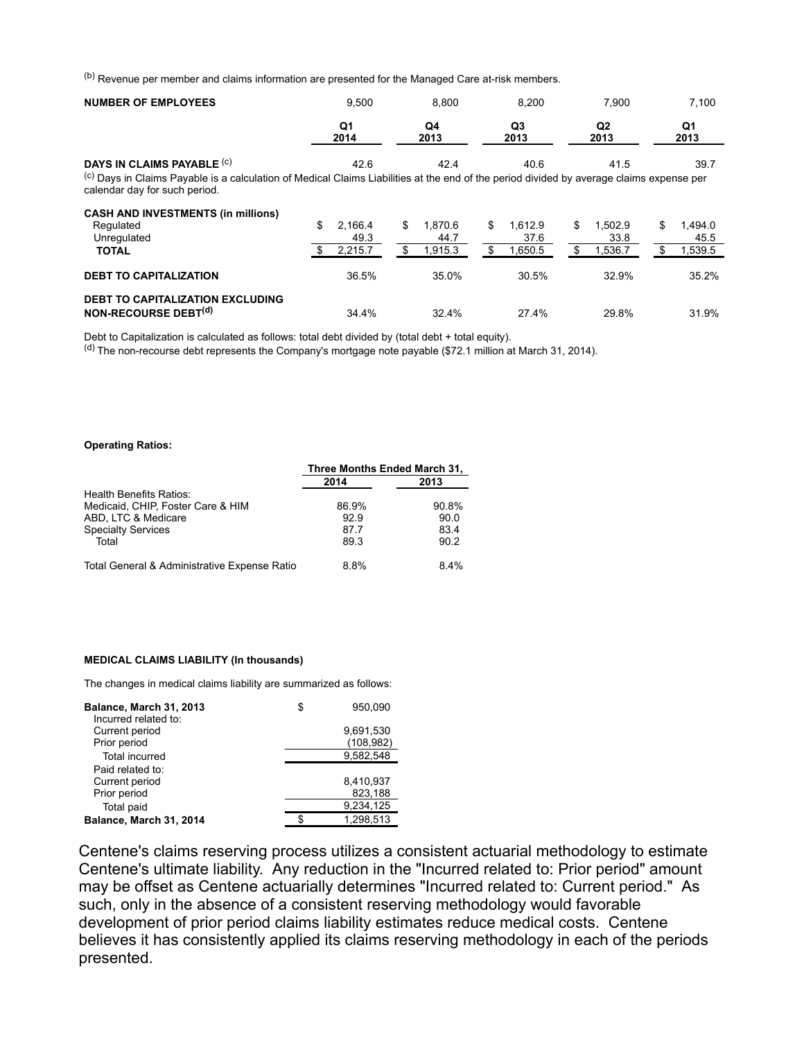(b) Revenue per member and claims information are presented for the Managed Care at-risk members.

| | Q1 2014 | Q4 2013 | Q3 2013 | Q2 2013 | Q1 2013 |
|---|---|---|---|---|---|
| **NUMBER OF EMPLOYEES** | 9,500 | 8,800 | 8,200 | 7,900 | 7,100 |
| **DAYS IN CLAIMS PAYABLE** (c) | 42.6 | 42.4 | 40.6 | 41.5 | 39.7 |

(c) Days in Claims Payable is a calculation of Medical Claims Liabilities at the end of the period divided by average claims expense per calendar day for such period.

| **CASH AND INVESTMENTS (in millions)** | Q1 2014 | Q4 2013 | Q3 2013 | Q2 2013 | Q1 2013 |
|---|---|---|---|---|---|
| Regulated | $ 2,166.4 | $ 1,870.6 | $ 1,612.9 | $ 1,502.9 | $ 1,494.0 |
| Unregulated | 49.3 | 44.7 | 37.6 | 33.8 | 45.5 |
| **TOTAL** | $ 2,215.7 | $ 1,915.3 | $ 1,650.5 | $ 1,536.7 | $ 1,539.5 |
| **DEBT TO CAPITALIZATION** | 36.5% | 35.0% | 30.5% | 32.9% | 35.2% |
| **DEBT TO CAPITALIZATION EXCLUDING NON-RECOURSE DEBT**(d) | 34.4% | 32.4% | 27.4% | 29.8% | 31.9% |

Debt to Capitalization is calculated as follows: total debt divided by (total debt + total equity).

(d) The non-recourse debt represents the Company's mortgage note payable ($72.1 million at March 31, 2014).

**Operating Ratios:**

| | Three Months Ended March 31, | |
|---|---|---|
| | 2014 | 2013 |
| Health Benefits Ratios: | | |
| Medicaid, CHIP, Foster Care & HIM | 86.9% | 90.8% |
| ABD, LTC & Medicare | 92.9 | 90.0 |
| Specialty Services | 87.7 | 83.4 |
| Total | 89.3 | 90.2 |
| Total General & Administrative Expense Ratio | 8.8% | 8.4% |

**MEDICAL CLAIMS LIABILITY (In thousands)**

The changes in medical claims liability are summarized as follows:

| | |
|---|---|
| **Balance, March 31, 2013** | $ 950,090 |
| Incurred related to: | |
| Current period | 9,691,530 |
| Prior period | (108,982) |
| Total incurred | 9,582,548 |
| Paid related to: | |
| Current period | 8,410,937 |
| Prior period | 823,188 |
| Total paid | 9,234,125 |
| **Balance, March 31, 2014** | $ 1,298,513 |

Centene's claims reserving process utilizes a consistent actuarial methodology to estimate Centene's ultimate liability. Any reduction in the "Incurred related to: Prior period" amount may be offset as Centene actuarially determines "Incurred related to: Current period." As such, only in the absence of a consistent reserving methodology would favorable development of prior period claims liability estimates reduce medical costs. Centene believes it has consistently applied its claims reserving methodology in each of the periods presented.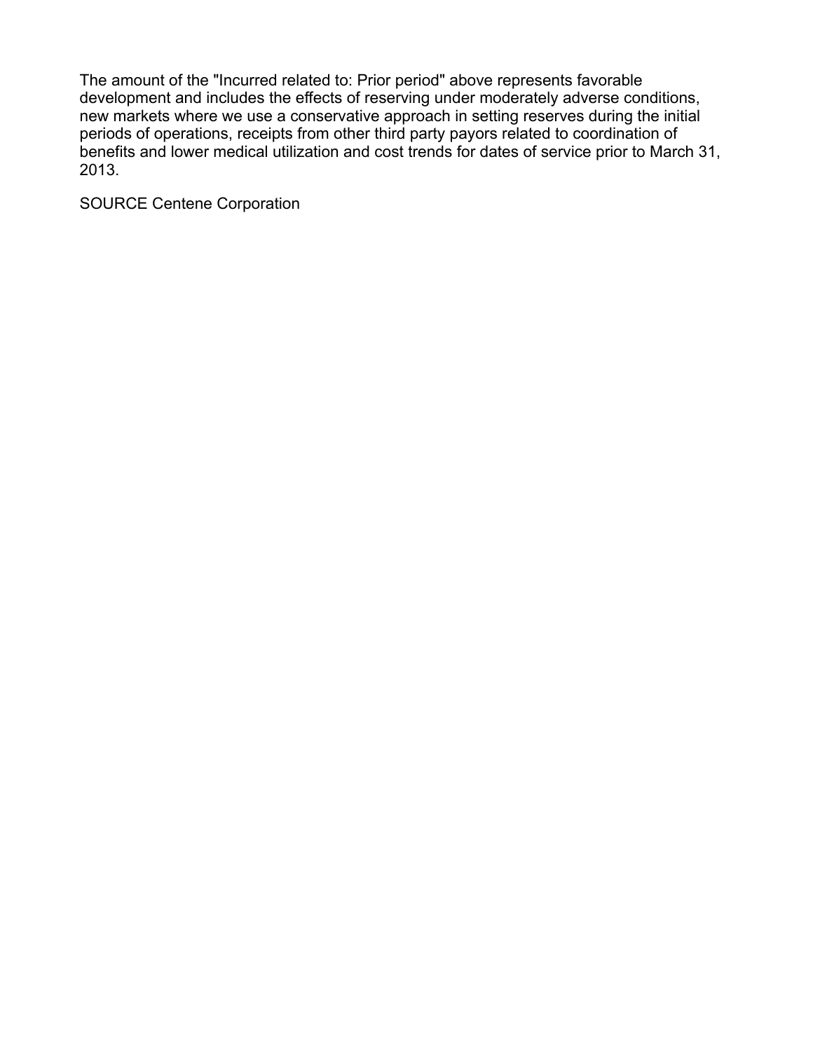The amount of the "Incurred related to: Prior period" above represents favorable development and includes the effects of reserving under moderately adverse conditions, new markets where we use a conservative approach in setting reserves during the initial periods of operations, receipts from other third party payors related to coordination of benefits and lower medical utilization and cost trends for dates of service prior to March 31, 2013.

SOURCE Centene Corporation